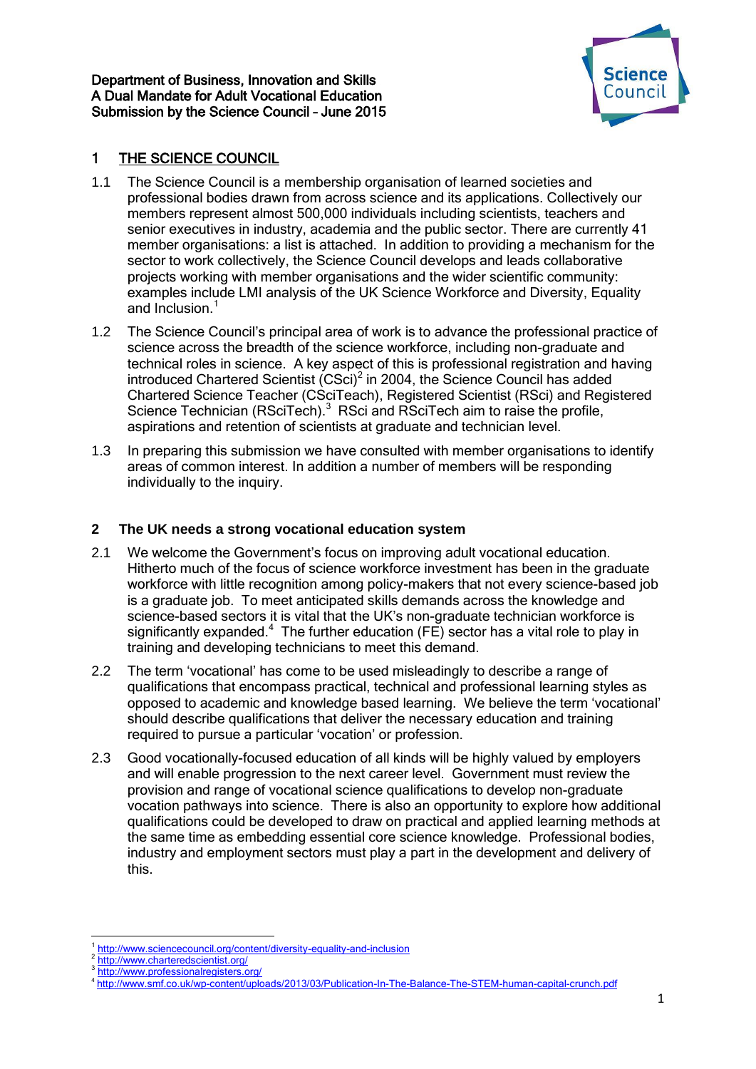Department of Business, Innovation and Skills
A Dual Mandate for Adult Vocational Education
Submission by the Science Council – June 2015

## 1 THE SCIENCE COUNCIL

1.1 The Science Council is a membership organisation of learned societies and professional bodies drawn from across science and its applications. Collectively our members represent almost 500,000 individuals including scientists, teachers and senior executives in industry, academia and the public sector. There are currently 41 member organisations: a list is attached. In addition to providing a mechanism for the sector to work collectively, the Science Council develops and leads collaborative projects working with member organisations and the wider scientific community: examples include LMI analysis of the UK Science Workforce and Diversity, Equality and Inclusion.[1]

1.2 The Science Council's principal area of work is to advance the professional practice of science across the breadth of the science workforce, including non-graduate and technical roles in science. A key aspect of this is professional registration and having introduced Chartered Scientist (CSci)[2] in 2004, the Science Council has added Chartered Science Teacher (CSciTeach), Registered Scientist (RSci) and Registered Science Technician (RSciTech).[3] RSci and RSciTech aim to raise the profile, aspirations and retention of scientists at graduate and technician level.

1.3 In preparing this submission we have consulted with member organisations to identify areas of common interest. In addition a number of members will be responding individually to the inquiry.

## 2 The UK needs a strong vocational education system

2.1 We welcome the Government's focus on improving adult vocational education. Hitherto much of the focus of science workforce investment has been in the graduate workforce with little recognition among policy-makers that not every science-based job is a graduate job. To meet anticipated skills demands across the knowledge and science-based sectors it is vital that the UK's non-graduate technician workforce is significantly expanded.[4] The further education (FE) sector has a vital role to play in training and developing technicians to meet this demand.

2.2 The term 'vocational' has come to be used misleadingly to describe a range of qualifications that encompass practical, technical and professional learning styles as opposed to academic and knowledge based learning. We believe the term 'vocational' should describe qualifications that deliver the necessary education and training required to pursue a particular 'vocation' or profession.

2.3 Good vocationally-focused education of all kinds will be highly valued by employers and will enable progression to the next career level. Government must review the provision and range of vocational science qualifications to develop non-graduate vocation pathways into science. There is also an opportunity to explore how additional qualifications could be developed to draw on practical and applied learning methods at the same time as embedding essential core science knowledge. Professional bodies, industry and employment sectors must play a part in the development and delivery of this.

---

[1] http://www.sciencecouncil.org/content/diversity-equality-and-inclusion
[2] http://www.charteredscientist.org/
[3] http://www.professionalregisters.org/
[4] http://www.smf.co.uk/wp-content/uploads/2013/03/Publication-In-The-Balance-The-STEM-human-capital-crunch.pdf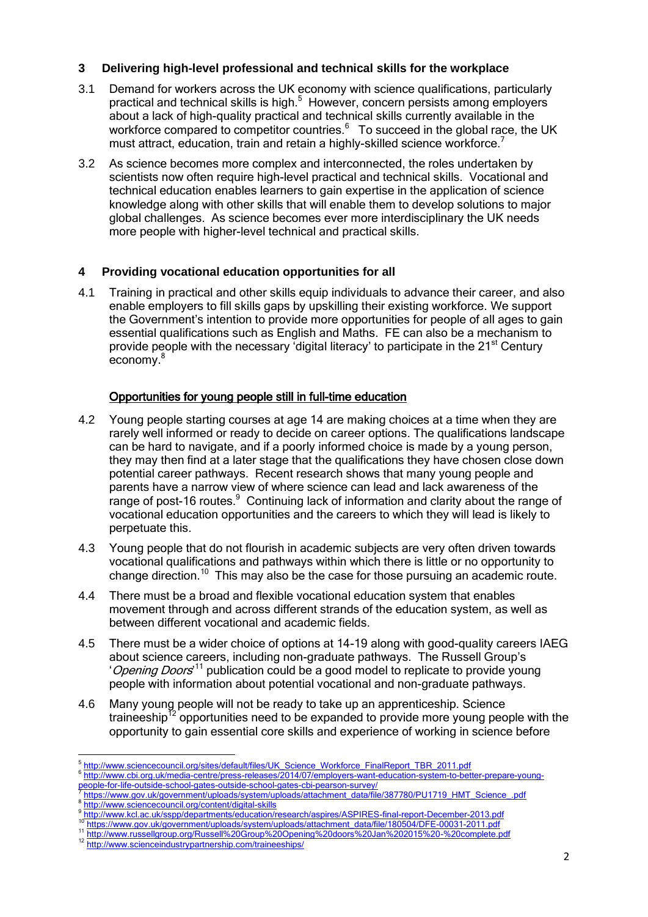## 3 Delivering high-level professional and technical skills for the workplace

3.1 Demand for workers across the UK economy with science qualifications, particularly practical and technical skills is high.[5] However, concern persists among employers about a lack of high-quality practical and technical skills currently available in the workforce compared to competitor countries.[6] To succeed in the global race, the UK must attract, education, train and retain a highly-skilled science workforce.[7]

3.2 As science becomes more complex and interconnected, the roles undertaken by scientists now often require high-level practical and technical skills. Vocational and technical education enables learners to gain expertise in the application of science knowledge along with other skills that will enable them to develop solutions to major global challenges. As science becomes ever more interdisciplinary the UK needs more people with higher-level technical and practical skills.

## 4 Providing vocational education opportunities for all

4.1 Training in practical and other skills equip individuals to advance their career, and also enable employers to fill skills gaps by upskilling their existing workforce. We support the Government's intention to provide more opportunities for people of all ages to gain essential qualifications such as English and Maths. FE can also be a mechanism to provide people with the necessary 'digital literacy' to participate in the 21st Century economy.[8]

### Opportunities for young people still in full-time education

4.2 Young people starting courses at age 14 are making choices at a time when they are rarely well informed or ready to decide on career options. The qualifications landscape can be hard to navigate, and if a poorly informed choice is made by a young person, they may then find at a later stage that the qualifications they have chosen close down potential career pathways. Recent research shows that many young people and parents have a narrow view of where science can lead and lack awareness of the range of post-16 routes.[9] Continuing lack of information and clarity about the range of vocational education opportunities and the careers to which they will lead is likely to perpetuate this.

4.3 Young people that do not flourish in academic subjects are very often driven towards vocational qualifications and pathways within which there is little or no opportunity to change direction.[10] This may also be the case for those pursuing an academic route.

4.4 There must be a broad and flexible vocational education system that enables movement through and across different strands of the education system, as well as between different vocational and academic fields.

4.5 There must be a wider choice of options at 14-19 along with good-quality careers IAEG about science careers, including non-graduate pathways. The Russell Group's '*Opening Doors*'[11] publication could be a good model to replicate to provide young people with information about potential vocational and non-graduate pathways.

4.6 Many young people will not be ready to take up an apprenticeship. Science traineeship[12] opportunities need to be expanded to provide more young people with the opportunity to gain essential core skills and experience of working in science before

---

[5] http://www.sciencecouncil.org/sites/default/files/UK_Science_Workforce_FinalReport_TBR_2011.pdf

[6] http://www.cbi.org.uk/media-centre/press-releases/2014/07/employers-want-education-system-to-better-prepare-young-people-for-life-outside-school-gates-outside-school-gates-cbi-pearson-survey/

[7] https://www.gov.uk/government/uploads/system/uploads/attachment_data/file/387780/PU1719_HMT_Science_.pdf

[8] http://www.sciencecouncil.org/content/digital-skills

[9] http://www.kcl.ac.uk/sspp/departments/education/research/aspires/ASPIRES-final-report-December-2013.pdf

[10] https://www.gov.uk/government/uploads/system/uploads/attachment_data/file/180504/DFE-00031-2011.pdf

[11] http://www.russellgroup.org/Russell%20Group%20Opening%20doors%20Jan%202015%20-%20complete.pdf

[12] http://www.scienceindustrypartnership.com/traineeships/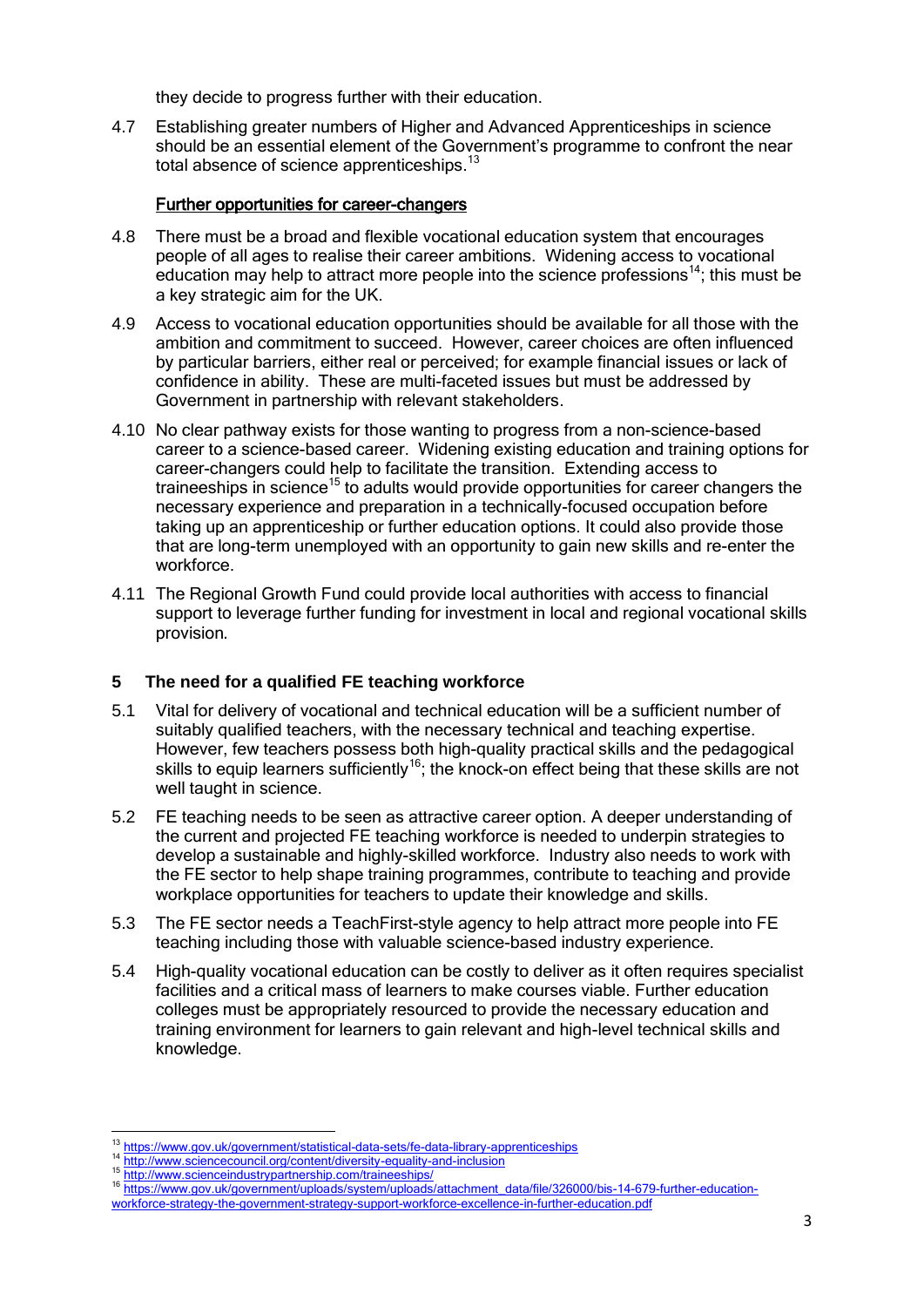they decide to progress further with their education.

4.7 Establishing greater numbers of Higher and Advanced Apprenticeships in science should be an essential element of the Government's programme to confront the near total absence of science apprenticeships.[13]

**Further opportunities for career-changers**

4.8 There must be a broad and flexible vocational education system that encourages people of all ages to realise their career ambitions. Widening access to vocational education may help to attract more people into the science professions[14]; this must be a key strategic aim for the UK.

4.9 Access to vocational education opportunities should be available for all those with the ambition and commitment to succeed. However, career choices are often influenced by particular barriers, either real or perceived; for example financial issues or lack of confidence in ability. These are multi-faceted issues but must be addressed by Government in partnership with relevant stakeholders.

4.10 No clear pathway exists for those wanting to progress from a non-science-based career to a science-based career. Widening existing education and training options for career-changers could help to facilitate the transition. Extending access to traineeships in science[15] to adults would provide opportunities for career changers the necessary experience and preparation in a technically-focused occupation before taking up an apprenticeship or further education options. It could also provide those that are long-term unemployed with an opportunity to gain new skills and re-enter the workforce.

4.11 The Regional Growth Fund could provide local authorities with access to financial support to leverage further funding for investment in local and regional vocational skills provision.

## 5 The need for a qualified FE teaching workforce

5.1 Vital for delivery of vocational and technical education will be a sufficient number of suitably qualified teachers, with the necessary technical and teaching expertise. However, few teachers possess both high-quality practical skills and the pedagogical skills to equip learners sufficiently[16]; the knock-on effect being that these skills are not well taught in science.

5.2 FE teaching needs to be seen as attractive career option. A deeper understanding of the current and projected FE teaching workforce is needed to underpin strategies to develop a sustainable and highly-skilled workforce. Industry also needs to work with the FE sector to help shape training programmes, contribute to teaching and provide workplace opportunities for teachers to update their knowledge and skills.

5.3 The FE sector needs a TeachFirst-style agency to help attract more people into FE teaching including those with valuable science-based industry experience.

5.4 High-quality vocational education can be costly to deliver as it often requires specialist facilities and a critical mass of learners to make courses viable. Further education colleges must be appropriately resourced to provide the necessary education and training environment for learners to gain relevant and high-level technical skills and knowledge.

---

[13] https://www.gov.uk/government/statistical-data-sets/fe-data-library-apprenticeships
[14] http://www.sciencecouncil.org/content/diversity-equality-and-inclusion
[15] http://www.scienceindustrypartnership.com/traineeships/
[16] https://www.gov.uk/government/uploads/system/uploads/attachment_data/file/326000/bis-14-679-further-education-workforce-strategy-the-government-strategy-support-workforce-excellence-in-further-education.pdf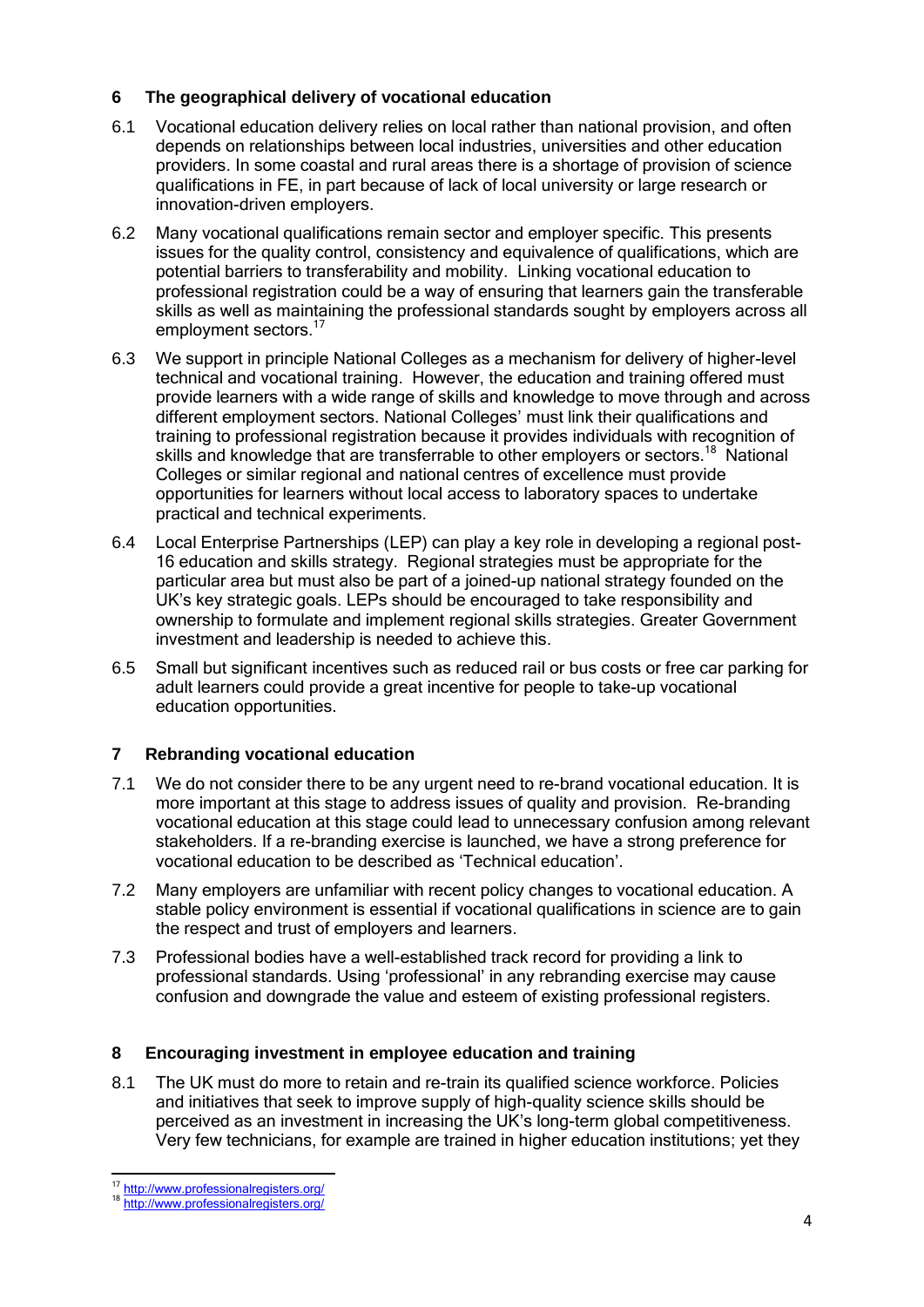## 6 The geographical delivery of vocational education

6.1 Vocational education delivery relies on local rather than national provision, and often depends on relationships between local industries, universities and other education providers. In some coastal and rural areas there is a shortage of provision of science qualifications in FE, in part because of lack of local university or large research or innovation-driven employers.

6.2 Many vocational qualifications remain sector and employer specific. This presents issues for the quality control, consistency and equivalence of qualifications, which are potential barriers to transferability and mobility. Linking vocational education to professional registration could be a way of ensuring that learners gain the transferable skills as well as maintaining the professional standards sought by employers across all employment sectors.[17]

6.3 We support in principle National Colleges as a mechanism for delivery of higher-level technical and vocational training. However, the education and training offered must provide learners with a wide range of skills and knowledge to move through and across different employment sectors. National Colleges' must link their qualifications and training to professional registration because it provides individuals with recognition of skills and knowledge that are transferrable to other employers or sectors.[18] National Colleges or similar regional and national centres of excellence must provide opportunities for learners without local access to laboratory spaces to undertake practical and technical experiments.

6.4 Local Enterprise Partnerships (LEP) can play a key role in developing a regional post-16 education and skills strategy. Regional strategies must be appropriate for the particular area but must also be part of a joined-up national strategy founded on the UK's key strategic goals. LEPs should be encouraged to take responsibility and ownership to formulate and implement regional skills strategies. Greater Government investment and leadership is needed to achieve this.

6.5 Small but significant incentives such as reduced rail or bus costs or free car parking for adult learners could provide a great incentive for people to take-up vocational education opportunities.

## 7 Rebranding vocational education

7.1 We do not consider there to be any urgent need to re-brand vocational education. It is more important at this stage to address issues of quality and provision. Re-branding vocational education at this stage could lead to unnecessary confusion among relevant stakeholders. If a re-branding exercise is launched, we have a strong preference for vocational education to be described as 'Technical education'.

7.2 Many employers are unfamiliar with recent policy changes to vocational education. A stable policy environment is essential if vocational qualifications in science are to gain the respect and trust of employers and learners.

7.3 Professional bodies have a well-established track record for providing a link to professional standards. Using 'professional' in any rebranding exercise may cause confusion and downgrade the value and esteem of existing professional registers.

## 8 Encouraging investment in employee education and training

8.1 The UK must do more to retain and re-train its qualified science workforce. Policies and initiatives that seek to improve supply of high-quality science skills should be perceived as an investment in increasing the UK's long-term global competitiveness. Very few technicians, for example are trained in higher education institutions; yet they

---

[17] http://www.professionalregisters.org/

[18] http://www.professionalregisters.org/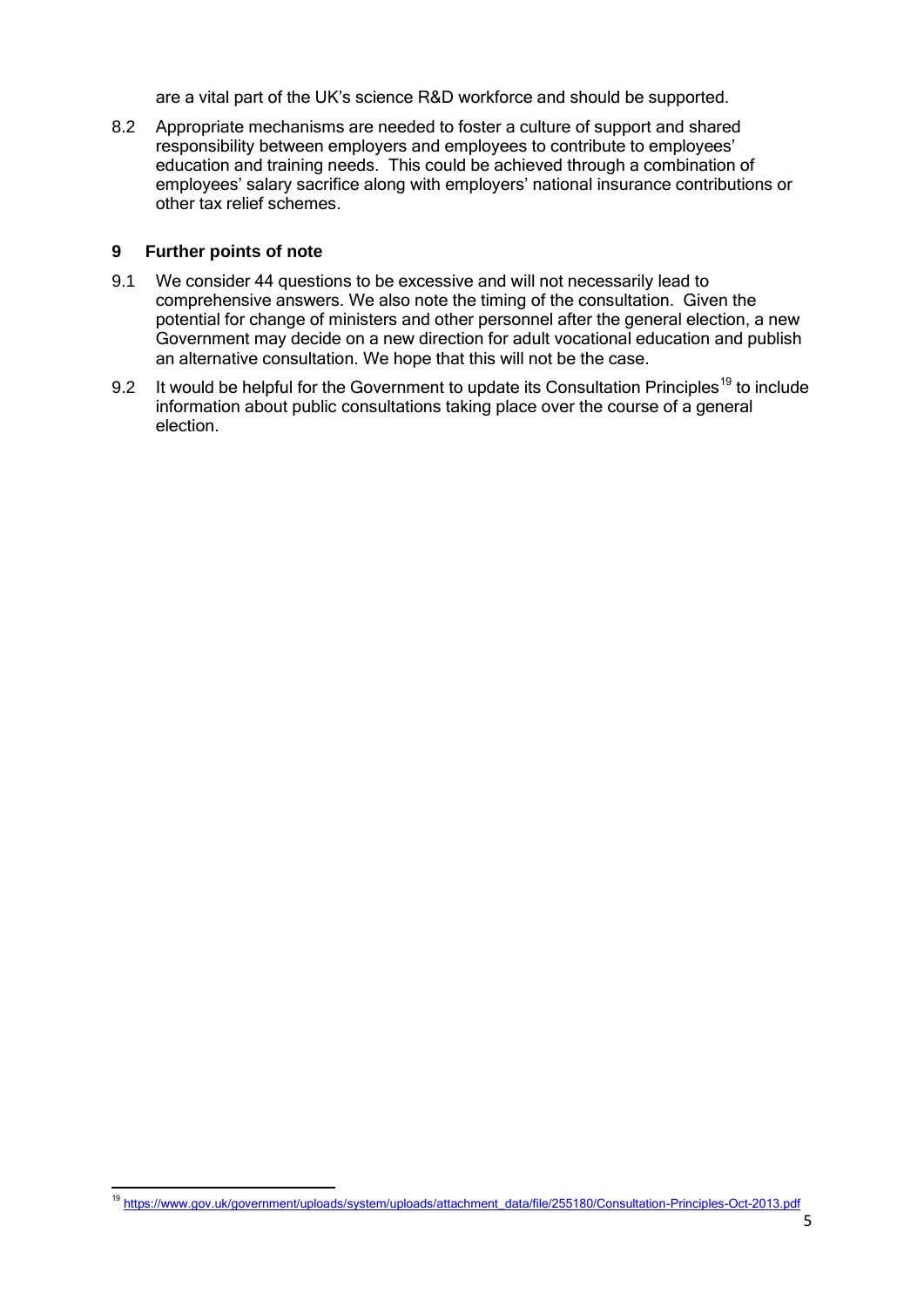are a vital part of the UK's science R&D workforce and should be supported.

8.2 Appropriate mechanisms are needed to foster a culture of support and shared responsibility between employers and employees to contribute to employees' education and training needs. This could be achieved through a combination of employees' salary sacrifice along with employers' national insurance contributions or other tax relief schemes.

## 9 Further points of note

9.1 We consider 44 questions to be excessive and will not necessarily lead to comprehensive answers. We also note the timing of the consultation. Given the potential for change of ministers and other personnel after the general election, a new Government may decide on a new direction for adult vocational education and publish an alternative consultation. We hope that this will not be the case.

9.2 It would be helpful for the Government to update its Consultation Principles[19] to include information about public consultations taking place over the course of a general election.

---

[19] https://www.gov.uk/government/uploads/system/uploads/attachment_data/file/255180/Consultation-Principles-Oct-2013.pdf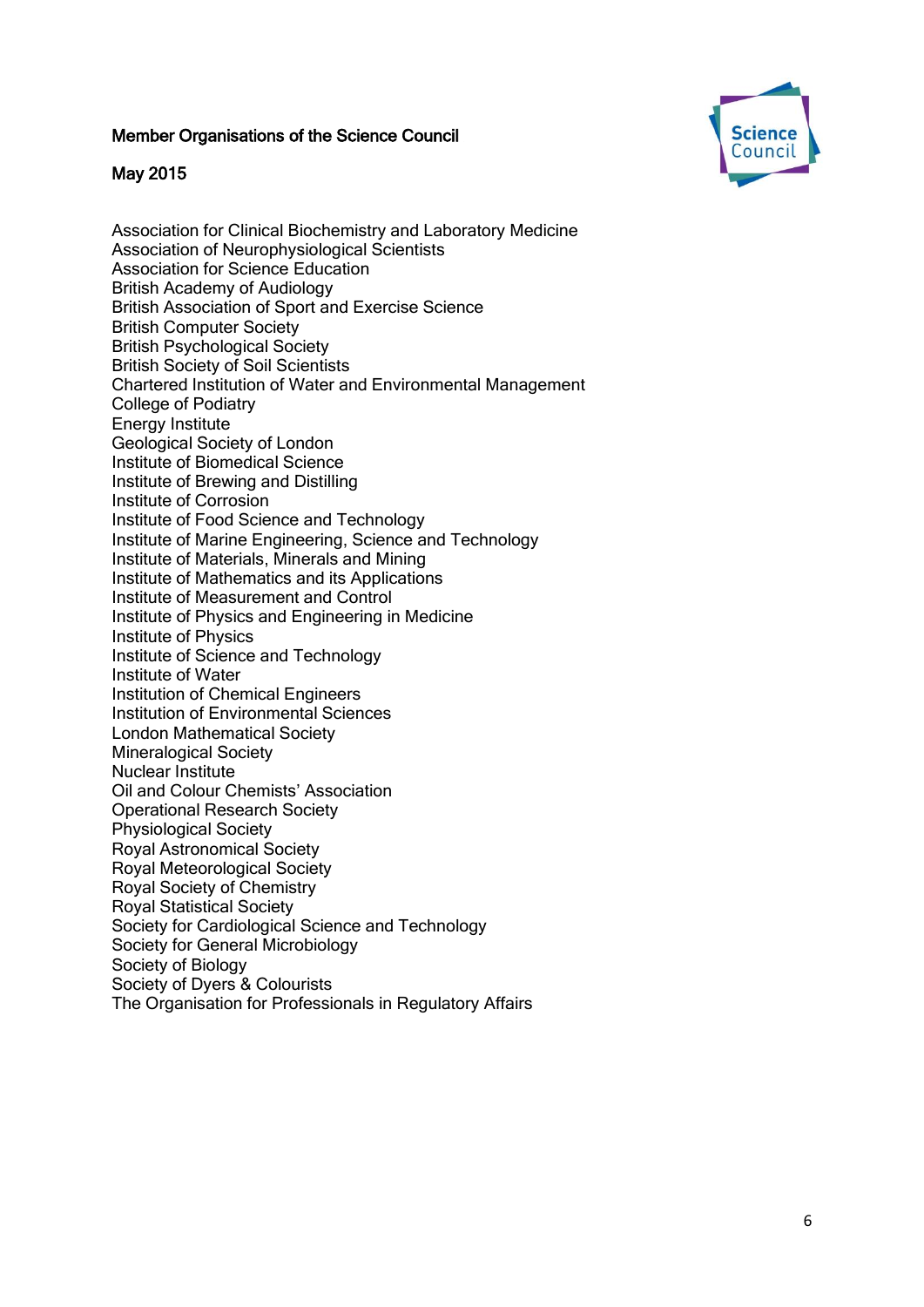Member Organisations of the Science Council

May 2015

Association for Clinical Biochemistry and Laboratory Medicine
Association of Neurophysiological Scientists
Association for Science Education
British Academy of Audiology
British Association of Sport and Exercise Science
British Computer Society
British Psychological Society
British Society of Soil Scientists
Chartered Institution of Water and Environmental Management
College of Podiatry
Energy Institute
Geological Society of London
Institute of Biomedical Science
Institute of Brewing and Distilling
Institute of Corrosion
Institute of Food Science and Technology
Institute of Marine Engineering, Science and Technology
Institute of Materials, Minerals and Mining
Institute of Mathematics and its Applications
Institute of Measurement and Control
Institute of Physics and Engineering in Medicine
Institute of Physics
Institute of Science and Technology
Institute of Water
Institution of Chemical Engineers
Institution of Environmental Sciences
London Mathematical Society
Mineralogical Society
Nuclear Institute
Oil and Colour Chemists' Association
Operational Research Society
Physiological Society
Royal Astronomical Society
Royal Meteorological Society
Royal Society of Chemistry
Royal Statistical Society
Society for Cardiological Science and Technology
Society for General Microbiology
Society of Biology
Society of Dyers & Colourists
The Organisation for Professionals in Regulatory Affairs